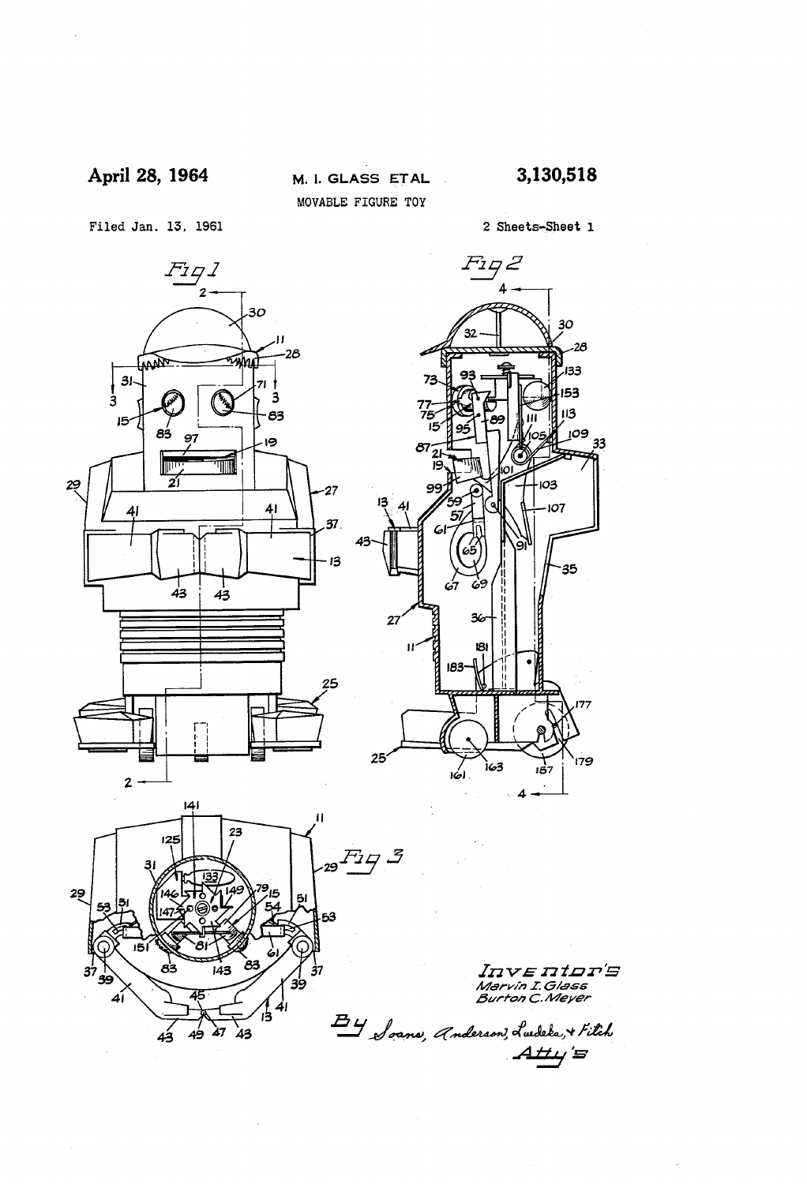April 28, 1964 M. I. GLASS ETAL 3,130,518

MOVABLE FIGURE TOY

Filed Jan. 13, 1961 2 Sheets-Sheet 1

Inventor's
Mervin I. Glass
Burton C. Meyer

By Soans, Anderson, Luedeka, & Fitch
Atty's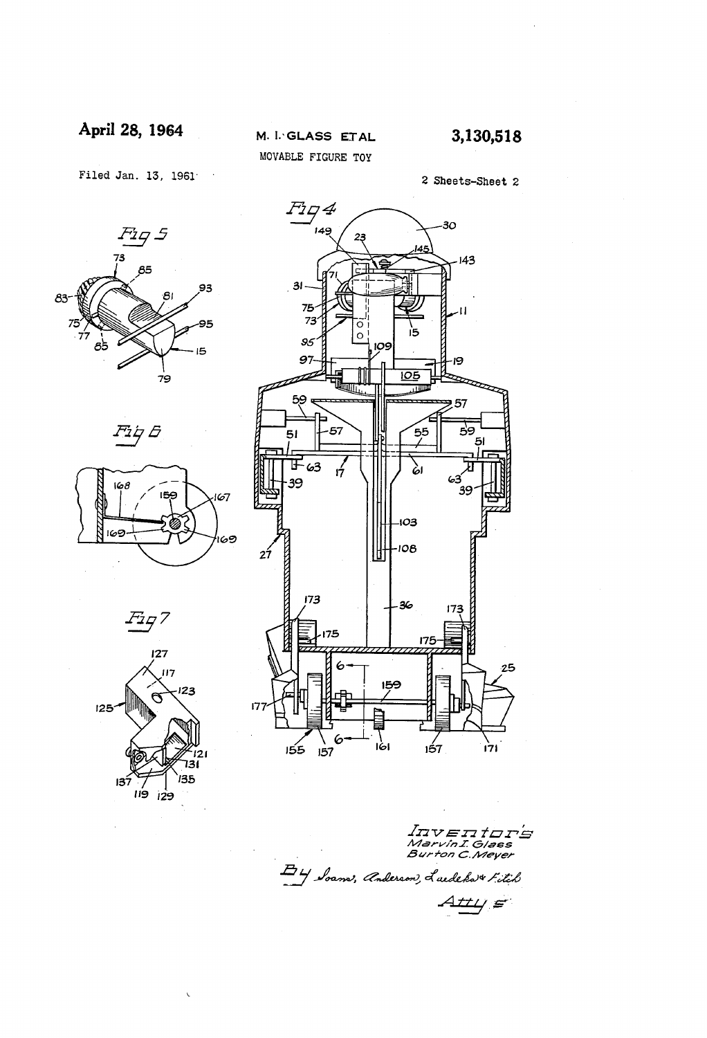April 28, 1964

M. I. GLASS ETAL

3,130,518

MOVABLE FIGURE TOY

Filed Jan. 13, 1961

2 Sheets-Sheet 2

Fig 5

Fig 6

Fig 7

Fig 4

Inventor's
Marvin I. Glass
Burton C. Meyer

By Soans, Anderson, Luedeka & Fitch
Att'ys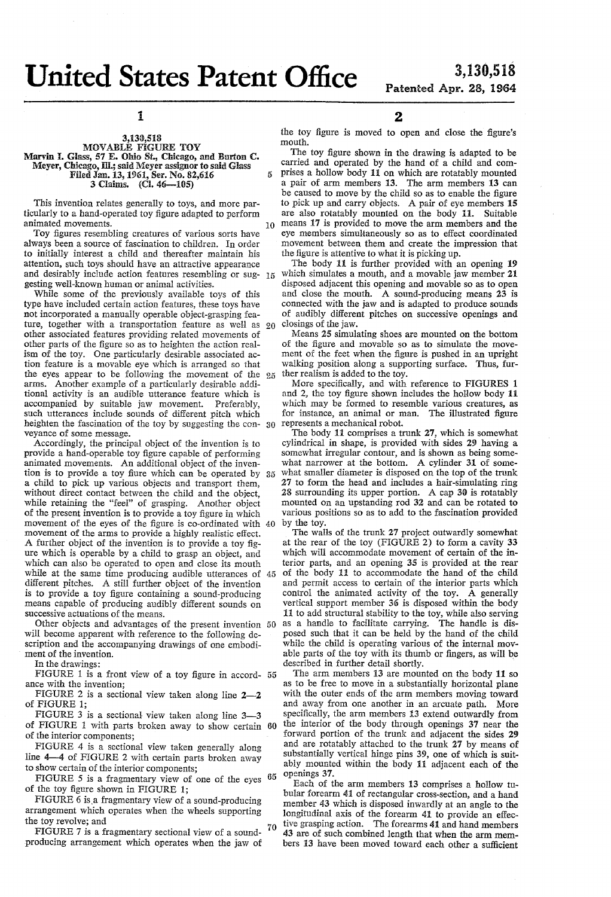# United States Patent Office

**3,130,518**
**Patented Apr. 28, 1964**

## 3,130,518
## MOVABLE FIGURE TOY

Marvin I. Glass, 57 E. Ohio St., Chicago, and Burton C. Meyer, Chicago, Ill.; said Meyer assignor to said Glass
Filed Jan. 13, 1961, Ser. No. 82,616
3 Claims. (Cl. 46—105)

This invention relates generally to toys, and more particularly to a hand-operated toy figure adapted to perform animated movements.

Toy figures resembling creatures of various sorts have always been a source of fascination to children. In order to initially interest a child and thereafter maintain his attention, such toys should have an attractive appearance and desirably include action features resembling or suggesting well-known human or animal activities.

While some of the previously available toys of this type have included certain action features, these toys have not incorporated a manually operable object-grasping feature, together with a transportation feature as well as other associated features providing related movements of other parts of the figure so as to heighten the action realism of the toy. One particularly desirable associated action feature is a movable eye which is arranged so that the eyes appear to be following the movement of the arms. Another example of a particularly desirable additional activity is an audible utterance feature which is accompanied by suitable jaw movement. Preferably, such utterances include sounds of different pitch which heighten the fascination of the toy by suggesting the conveyance of some message.

Accordingly, the principal object of the invention is to provide a hand-operable toy figure capable of performing animated movements. An additional object of the invention is to provide a toy fiure which can be operated by a child to pick up various objects and transport them, without direct contact between the child and the object, while retaining the "feel" of grasping. Another object of the present invention is to provide a toy figure in which movement of the eyes of the figure is co-ordinated with movement of the arms to provide a highly realistic effect. A further object of the invention is to provide a toy figure which is operable by a child to grasp an object, and which can also be operated to open and close its mouth while at the same time producing audible utterances of different pitches. A still further object of the invention is to provide a toy figure containing a sound-producing means capable of producing audibly different sounds on successive actuations of the means.

Other objects and advantages of the present invention will become apparent with reference to the following description and the accompanying drawings of one embodiment of the invention.

In the drawings:

FIGURE 1 is a front view of a toy figure in accordance with the invention;

FIGURE 2 is a sectional view taken along line 2—2 of FIGURE 1;

FIGURE 3 is a sectional view taken along line 3—3 of FIGURE 1 with parts broken away to show certain of the interior components;

FIGURE 4 is a sectional view taken generally along line 4—4 of FIGURE 2 with certain parts broken away to show certain of the interior components;

FIGURE 5 is a fragmentary view of one of the eyes of the toy figure shown in FIGURE 1;

FIGURE 6 is a fragmentary view of a sound-producing arrangement which operates when the wheels supporting the toy revolve; and

FIGURE 7 is a fragmentary sectional view of a sound-producing arrangement which operates when the jaw of the toy figure is moved to open and close the figure's mouth.

The toy figure shown in the drawing is adapted to be carried and operated by the hand of a child and comprises a hollow body 11 on which are rotatably mounted a pair of arm members 13. The arm members 13 can be caused to move by the child so as to enable the figure to pick up and carry objects. A pair of eye members 15 are also rotatably mounted on the body 11. Suitable means 17 is provided to move the arm members and the eye members simultaneously so as to effect coordinated movement between them and create the impression that the figure is attentive to what it is picking up.

The body 11 is further provided with an opening 19 which simulates a mouth, and a movable jaw member 21 disposed adjacent this opening and movable so as to open and close the mouth. A sound-producing means 23 is connected with the jaw and is adapted to produce sounds of audibly different pitches on successive openings and closings of the jaw.

Means 25 simulating shoes are mounted on the bottom of the figure and movable so as to simulate the movement of the feet when the figure is pushed in an upright walking position along a supporting surface. Thus, further realism is added to the toy.

More specifically, and with reference to FIGURES 1 and 2, the toy figure shown includes the hollow body 11 which may be formed to resemble various creatures, as for instance, an animal or man. The illustrated figure represents a mechanical robot.

The body 11 comprises a trunk 27, which is somewhat cylindrical in shape, is provided with sides 29 having a somewhat irregular contour, and is shown as being somewhat narrower at the bottom. A cylinder 31 of somewhat smaller diameter is disposed on the top of the trunk 27 to form the head and includes a hair-simulating ring 28 surrounding its upper portion. A cap 30 is rotatably mounted on an upstanding rod 32 and can be rotated to various positions so as to add to the fascination provided by the toy.

The walls of the trunk 27 project outwardly somewhat at the rear of the toy (FIGURE 2) to form a cavity 33 which will accommodate movement of certain of the interior parts, and an opening 35 is provided at the rear of the body 11 to accommodate the hand of the child and permit access to certain of the interior parts which control the animated activity of the toy. A generally vertical support member 36 is disposed within the body 11 to add structural stability to the toy, while also serving as a handle to facilitate carrying. The handle is disposed such that it can be held by the hand of the child while the child is operating various of the internal movable parts of the toy with its thumb or fingers, as will be described in further detail shortly.

The arm members 13 are mounted on the body 11 so as to be free to move in a substantially horizontal plane with the outer ends of the arm members moving toward and away from one another in an arcuate path. More specifically, the arm members 13 extend outwardly from the interior of the body through openings 37 near the forward portion of the trunk and adjacent the sides 29 and are rotatably attached to the trunk 27 by means of substantially vertical hinge pins 39, one of which is suitably mounted within the body 11 adjacent each of the openings 37.

Each of the arm members 13 comprises a hollow tubular forearm 41 of rectangular cross-section, and a hand member 43 which is disposed inwardly at an angle to the longitudinal axis of the forearm 41 to provide an effective grasping action. The forearms 41 and hand members 43 are of such combined length that when the arm members 13 have been moved toward each other a sufficient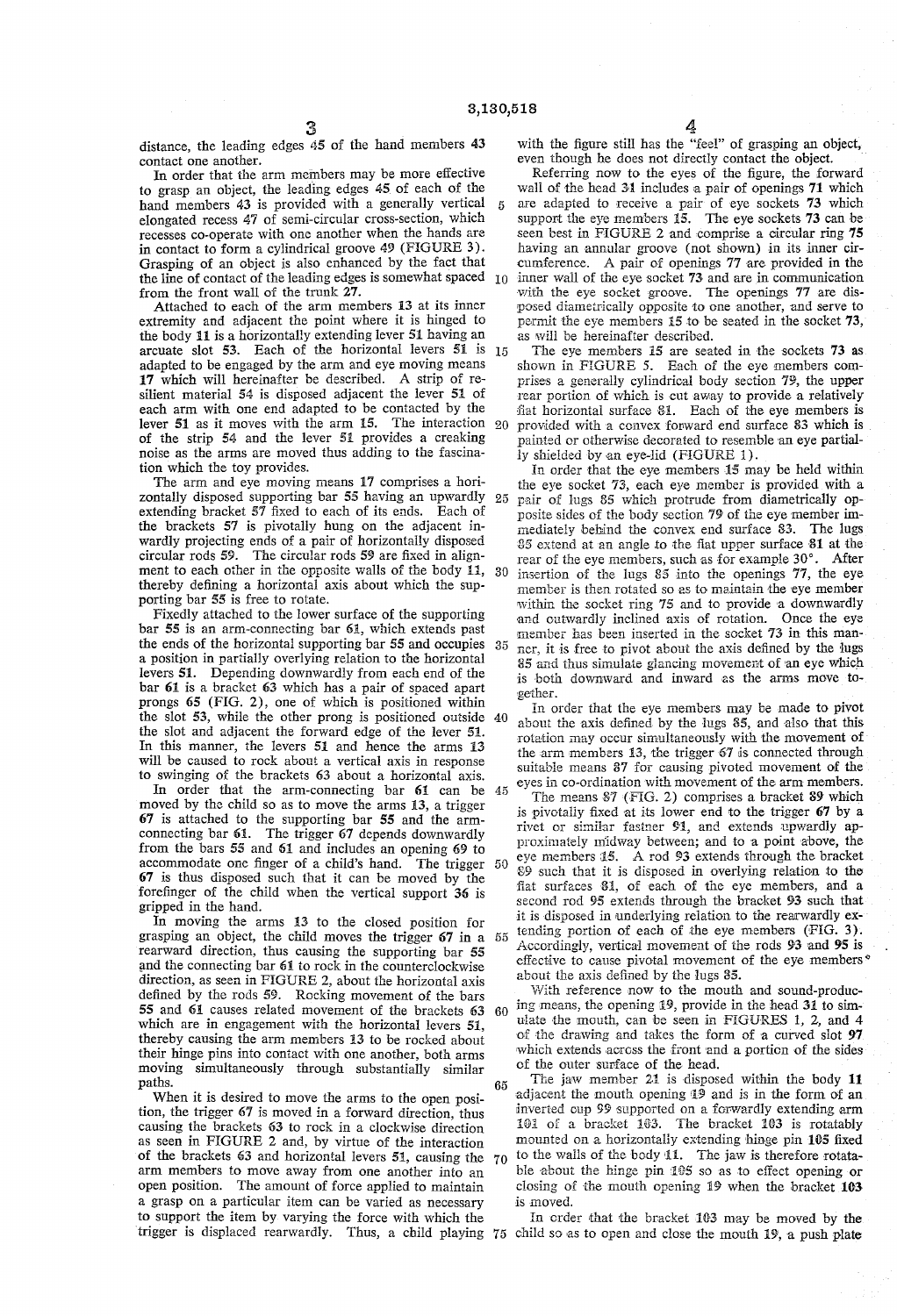distance, the leading edges 45 of the hand members 43 contact one another.

In order that the arm members may be more effective to grasp an object, the leading edges 45 of each of the hand members 43 is provided with a generally vertical elongated recess 47 of semi-circular cross-section, which recesses co-operate with one another when the hands are in contact to form a cylindrical groove 49 (FIGURE 3). Grasping of an object is also enhanced by the fact that the line of contact of the leading edges is somewhat spaced from the front wall of the trunk 27.

Attached to each of the arm members 13 at its inner extremity and adjacent the point where it is hinged to the body 11 is a horizontally extending lever 51 having an arcuate slot 53. Each of the horizontal levers 51 is adapted to be engaged by the arm and eye moving means 17 which will hereinafter be described. A strip of resilient material 54 is disposed adjacent the lever 51 of each arm with one end adapted to be contacted by the lever 51 as it moves with the arm 15. The interaction of the strip 54 and the lever 51 provides a creaking noise as the arms are moved thus adding to the fascination which the toy provides.

The arm and eye moving means 17 comprises a horizontally disposed supporting bar 55 having an upwardly extending bracket 57 fixed to each of its ends. Each of the brackets 57 is pivotally hung on the adjacent inwardly projecting ends of a pair of horizontally disposed circular rods 59. The circular rods 59 are fixed in alignment to each other in the opposite walls of the body 11, thereby defining a horizontal axis about which the supporting bar 55 is free to rotate.

Fixedly attached to the lower surface of the supporting bar 55 is an arm-connecting bar 61, which extends past the ends of the horizontal supporting bar 55 and occupies a position in partially overlying relation to the horizontal levers 51. Depending downwardly from each end of the bar 61 is a bracket 63 which has a pair of spaced apart prongs 65 (FIG. 2), one of which is positioned within the slot 53, while the other prong is positioned outside the slot and adjacent the forward edge of the lever 51. In this manner, the levers 51 and hence the arms 13 will be caused to rock about a vertical axis in response to swinging of the brackets 63 about a horizontal axis.

In order that the arm-connecting bar 61 can be moved by the child so as to move the arms 13, a trigger 67 is attached to the supporting bar 55 and the arm-connecting bar 61. The trigger 67 depends downwardly from the bars 55 and 61 and includes an opening 69 to accommodate one finger of a child's hand. The trigger 67 is thus disposed such that it can be moved by the forefinger of the child when the vertical support 36 is gripped in the hand.

In moving the arms 13 to the closed position for grasping an object, the child moves the trigger 67 in a rearward direction, thus causing the supporting bar 55 and the connecting bar 61 to rock in the counterclockwise direction, as seen in FIGURE 2, about the horizontal axis defined by the rods 59. Rocking movement of the bars 55 and 61 causes related movement of the brackets 63 which are in engagement with the horizontal levers 51, thereby causing the arm members 13 to be rocked about their hinge pins into contact with one another, both arms moving simultaneously through substantially similar paths.

When it is desired to move the arms to the open position, the trigger 67 is moved in a forward direction, thus causing the brackets 63 to rock in a clockwise direction as seen in FIGURE 2 and, by virtue of the interaction of the brackets 63 and horizontal levers 51, causing the arm members to move away from one another into an open position. The amount of force applied to maintain a grasp on a particular item can be varied as necessary to support the item by varying the force with which the trigger is displaced rearwardly. Thus, a child playing with the figure still has the "feel" of grasping an object, even though he does not directly contact the object.

Referring now to the eyes of the figure, the forward wall of the head 31 includes a pair of openings 71 which are adapted to receive a pair of eye sockets 73 which support the eye members 15. The eye sockets 73 can be seen best in FIGURE 2 and comprise a circular ring 75 having an annular groove (not shown) in its inner circumference. A pair of openings 77 are provided in the inner wall of the eye socket 73 and are in communication with the eye socket groove. The openings 77 are disposed diametrically opposite to one another, and serve to permit the eye members 15 to be seated in the socket 73, as will be hereinafter described.

The eye members 15 are seated in the sockets 73 as shown in FIGURE 5. Each of the eye members comprises a generally cylindrical body section 79, the upper rear portion of which is cut away to provide a relatively flat horizontal surface 81. Each of the eye members is provided with a convex forward end surface 83 which is painted or otherwise decorated to resemble an eye partially shielded by an eye-lid (FIGURE 1).

In order that the eye members 15 may be held within the eye socket 73, each eye member is provided with a pair of lugs 85 which protrude from diametrically opposite sides of the body section 79 of the eye member immediately behind the convex end surface 83. The lugs 85 extend at an angle to the flat upper surface 81 at the rear of the eye members, such as for example 30°. After insertion of the lugs 85 into the openings 77, the eye member is then rotated so as to maintain the eye member within the socket ring 75 and to provide a downwardly and outwardly inclined axis of rotation. Once the eye member has been inserted in the socket 73 in this manner, it is free to pivot about the axis defined by the lugs 85 and thus simulate glancing movement of an eye which is both downward and inward as the arms move together.

In order that the eye members may be made to pivot about the axis defined by the lugs 85, and also that this rotation may occur simultaneously with the movement of the arm members 13, the trigger 67 is connected through suitable means 87 for causing pivoted movement of the eyes in co-ordination with movement of the arm members.

The means 87 (FIG. 2) comprises a bracket 89 which is pivotally fixed at its lower end to the trigger 67 by a rivet or similar fastner 91, and extends upwardly approximately midway between; and to a point above, the eye members 15. A rod 93 extends through the bracket 89 such that it is disposed in overlying relation to the flat surfaces 81, of each of the eye members, and a second rod 95 extends through the bracket 93 such that it is disposed in underlying relation to the rearwardly extending portion of each of the eye members (FIG. 3). Accordingly, vertical movement of the rods 93 and 95 is effective to cause pivotal movement of the eye members about the axis defined by the lugs 85.

With reference now to the mouth and sound-producing means, the opening 19, provide in the head 31 to simulate the mouth, can be seen in FIGURES 1, 2, and 4 of the drawing and takes the form of a curved slot 97 which extends across the front and a portion of the sides of the outer surface of the head.

The jaw member 21 is disposed within the body 11 adjacent the mouth opening 19 and is in the form of an inverted cup 99 supported on a forwardly extending arm 101 of a bracket 103. The bracket 103 is rotatably mounted on a horizontally extending hinge pin 105 fixed to the walls of the body 11. The jaw is therefore rotatable about the hinge pin 105 so as to effect opening or closing of the mouth opening 19 when the bracket 103 is moved.

In order that the bracket 103 may be moved by the child so as to open and close the mouth 19, a push plate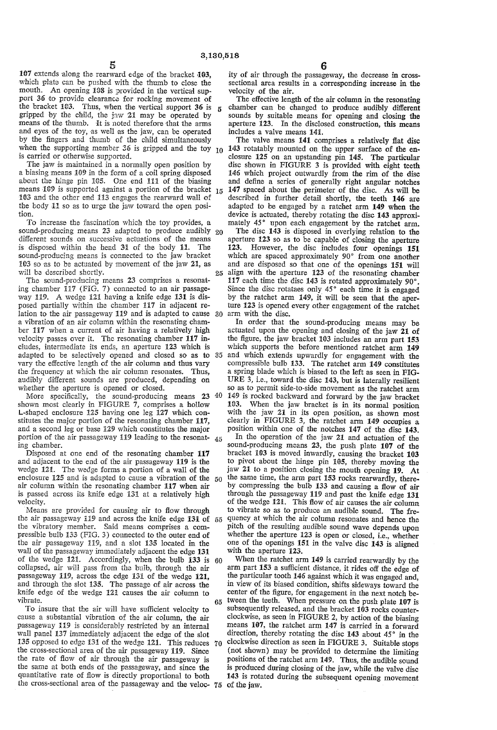107 extends along the rearward edge of the bracket 103, which plate can be pushed with the thumb to close the mouth. An opening 108 is provided in the vertical support 36 to provide clearance for rocking movement of the bracket 103. Thus, when the vertical support 36 is gripped by the child, the jaw 21 may be operated by means of the thumb. It is noted therefore that the arms and eyes of the toy, as well as the jaw, can be operated by the fingers and thumb of the child simultaneously when the supporting member 36 is gripped and the toy is carried or otherwise supported.

The jaw is maintained in a normally open position by a biasing means 109 in the form of a coil spring disposed about the hinge pin 105. One end 111 of the biasing means 109 is supported against a portion of the bracket 103 and the other end 113 engages the rearward wall of the body 11 so as to urge the jaw toward the open position.

To increase the fascination which the toy provides, a sound-producing means 23 adapted to produce audibly different sounds on successive actuations of the means is disposed within the head 31 of the body 11. The sound-producing means is connected to the jaw bracket 103 so as to be actuated by movement of the jaw 21, as will be described shortly.

The sound-producing means 23 comprises a resonating chamber 117 (FIG. 7) connected to an air passageway 119. A wedge 121 having a knife edge 131 is disposed partially within the chamber 117 in adjacent relation to the air passageway 119 and is adapted to cause a vibration of an air column within the resonating chamber 117 when a current of air having a relatively high velocity passes over it. The resonating chamber 117 includes, intermediate its ends, an aperture 123 which is adapted to be selectively opened and closed so as to vary the effective length of the air column and thus vary the frequency at which the air column resonates. Thus, audibly different sounds are produced, depending on whether the aperture is opened or closed.

More specifically, the sound-producing means 23 shown most clearly in FIGURE 7, comprises a hollow L-shaped enclosure 125 having one leg 127 which constitutes the major portion of the resonating chamber 117, and a second leg or base 129 which constitutes the major portion of the air passageway 119 leading to the resonating chamber.

Disposed at one end of the resonating chamber 117 and adjacent to the end of the air passageway 119 is the wedge 121. The wedge forms a portion of a wall of the enclosure 125 and is adapted to cause a vibration of the air column within the resonating chamber 117 when air is passed across its knife edge 131 at a relatively high velocity.

Means are provided for causing air to flow through the air passageway 119 and across the knife edge 131 of the vibratory member. Said means comprises a compressible bulb 133 (FIG. 3) connected to the outer end of the air passageway 119, and a slot 135 located in the wall of the passageway immediately adjacent the edge 131 of the wedge 121. Accordingly, when the bulb 133 is collapsed, air will pass from the bulb, through the air passageway 119, across the edge 131 of the wedge 121, and through the slot 135. The passage of air across the knife edge of the wedge 121 causes the air column to vibrate.

To insure that the air will have sufficient velocity to cause a substantial vibration of the air column, the air passageway 119 is considerably restricted by an internal wall panel 137 immediately adjacent the edge of the slot 135 opposed to edge 131 of the wedge 121. This reduces the cross-sectional area of the air passageway 119. Since the rate of flow of air through the air passageway is the same at both ends of the passageway, and since the quantitative rate of flow is directly proportional to both the cross-sectional area of the passageway and the velocity of air through the passageway, the decrease in cross-sectional area results in a corresponding increase in the velocity of the air.

The effective length of the air column in the resonating chamber can be changed to produce audibly different sounds by suitable means for opening and closing the aperture 123. In the disclosed construction, this means includes a valve means 141.

The valve means 141 comprises a relatively flat disc 143 rotatably mounted on the upper surface of the enclosure 125 on an upstanding pin 145. The particular disc shown in FIGURE 3 is provided with eight teeth 146 which project outwardly from the rim of the disc and define a series of generally right angular notches 147 spaced about the perimeter of the disc. As will be described in further detail shortly, the teeth 146 are adapted to be engaged by a ratchet arm 149 when the device is actuated, thereby rotating the disc 143 approximately 45° upon each engagement by the ratchet arm.

The disc 143 is disposed in overlying relation to the aperture 123 so as to be capable of closing the aperture 123. However, the disc includes four openings 151 which are spaced approximately 90° from one another and are disposed so that one of the openings 151 will align with the aperture 123 of the resonating chamber 117 each time the disc 143 is rotated approximately 90°. Since the disc rotataes only 45° each time it is engaged by the ratchet arm 149, it will be seen that the aperture 123 is opened every other engagement of the ratchet arm with the disc.

In order that the sound-producing means may be actuated upon the opening and closing of the jaw 21 of the figure, the jaw bracket 103 includes an arm part 153 which supports the before mentioned ratchet arm 149 and which extends upwardly for engagement with the compressible bulb 133. The ratchet arm 149 constitutes a spring blade which is biased to the left as seen in FIGURE 3, i.e., toward the disc 143, but is laterally resilient so as to permit side-to-side movement as the ratchet arm 149 is rocked backward and forward by the jaw bracket 103. When the jaw bracket is in its normal position with the jaw 21 in its open position, as shown most clearly in FIGURE 3, the ratchet arm 149 occupies a position within one of the notches 147 of the disc 143.

In the operation of the jaw 21 and actuation of the sound-producing means 23, the push plate 107 of the bracket 103 is moved inwardly, causing the bracket 103 to pivot about the hinge pin 105, thereby moving the jaw 21 to a position closing the mouth opening 19. At the same time, the arm part 153 rocks rearwardly, thereby compressing the bulb 133 and causing a flow of air through the passageway 119 and past the knife edge 131 of the wedge 121. This flow of air causes the air column to vibrate so as to produce an audible sound. The frequency at which the air column resonates and hence the pitch of the resulting audible sound wave depends upon whether the aperture 123 is open or closed, i.e., whether one of the openings 151 in the valve disc 143 is aligned with the aperture 123.

When the ratchet arm 149 is carried rearwardly by the arm part 153 a sufficient distance, it rides off the edge of the particular tooth 146 against which it was engaged and, in view of its biased condition, shifts sideways toward the center of the figure, for engagement in the next notch between the teeth. When pressure on the push plate 107 is subsequently released, and the bracket 103 rocks counterclockwise, as seen in FIGURE 2, by action of the biasing means 107, the ratchet arm 147 is carried in a forward direction, thereby rotating the disc 143 about 45° in the clockwise direction as seen in FIGURE 3. Suitable stops (not shown) may be provided to determine the limiting positions of the ratchet arm 149. Thus, the audible sound is produced during closing of the jaw, while the valve disc 143 is rotated during the subsequent opening movement of the jaw.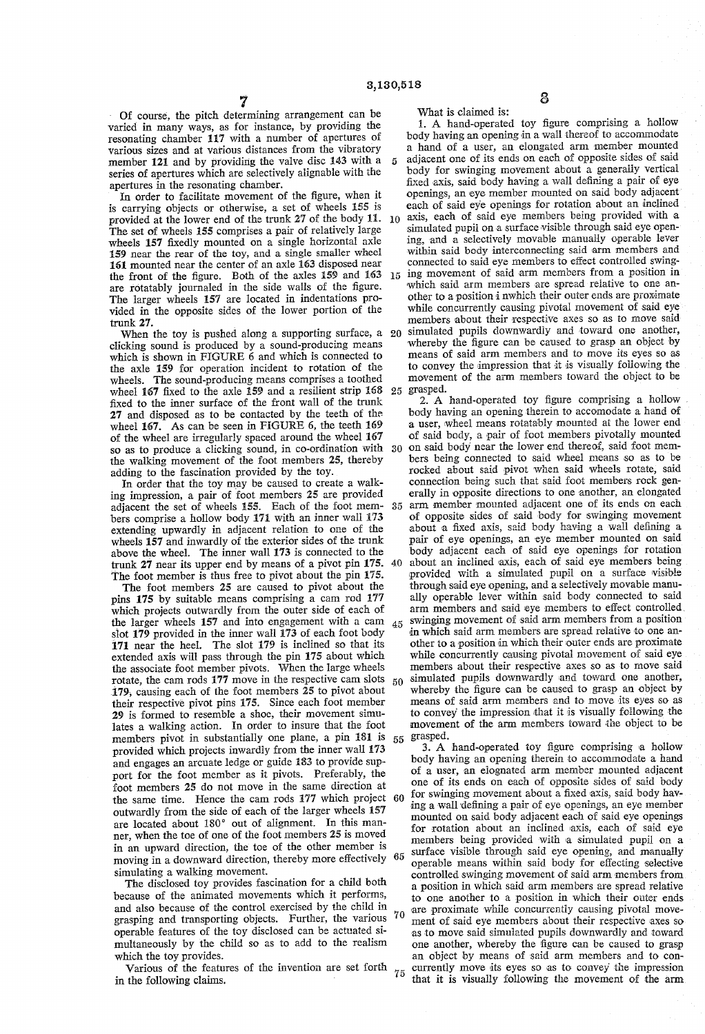Of course, the pitch determining arrangement can be varied in many ways, as for instance, by providing the resonating chamber 117 with a number of apertures of various sizes and at various distances from the vibratory member 121 and by providing the valve disc 143 with a series of apertures which are selectively alignable with the apertures in the resonating chamber.

In order to facilitate movement of the figure, when it is carrying objects or otherwise, a set of wheels 155 is provided at the lower end of the trunk 27 of the body 11. The set of wheels 155 comprises a pair of relatively large wheels 157 fixedly mounted on a single horizontal axle 159 near the rear of the toy, and a single smaller wheel 161 mounted near the center of an axle 163 disposed near the front of the figure. Both of the axles 159 and 163 are rotatably journaled in the side walls of the figure. The larger wheels 157 are located in indentations provided in the opposite sides of the lower portion of the trunk 27.

When the toy is pushed along a supporting surface, a clicking sound is produced by a sound-producing means which is shown in FIGURE 6 and which is connected to the axle 159 for operation incident to rotation of the wheels. The sound-producing means comprises a toothed wheel 167 fixed to the axle 159 and a resilient strip 168 fixed to the inner surface of the front wall of the trunk 27 and disposed as to be contacted by the teeth of the wheel 167. As can be seen in FIGURE 6, the teeth 169 of the wheel are irregularly spaced around the wheel 167 so as to produce a clicking sound, in co-ordination with the walking movement of the foot members 25, thereby adding to the fascination provided by the toy.

In order that the toy may be caused to create a walking impression, a pair of foot members 25 are provided adjacent the set of wheels 155. Each of the foot members comprise a hollow body 171 with an inner wall 173 extending upwardly in adjacent relation to one of the wheels 157 and inwardly of the exterior sides of the trunk above the wheel. The inner wall 173 is connected to the trunk 27 near its upper end by means of a pivot pin 175. The foot member is thus free to pivot about the pin 175.

The foot members 25 are caused to pivot about the pins 175 by suitable means comprising a cam rod 177 which projects outwardly from the outer side of each of the larger wheels 157 and into engagement with a cam slot 179 provided in the inner wall 173 of each foot body 171 near the heel. The slot 179 is inclined so that its extended axis will pass through the pin 175 about which the associate foot member pivots. When the large wheels rotate, the cam rods 177 move in the respective cam slots 179, causing each of the foot members 25 to pivot about their respective pivot pins 175. Since each foot member 29 is formed to resemble a shoe, their movement simulates a walking action. In order to insure that the foot members pivot in substantially one plane, a pin 181 is provided which projects inwardly from the inner wall 173 and engages an arcuate ledge or guide 183 to provide support for the foot member as it pivots. Preferably, the foot members 25 do not move in the same direction at the same time. Hence the cam rods 177 which project outwardly from the side of each of the larger wheels 157 are located about 180° out of alignment. In this manner, when the toe of one of the foot members 25 is moved in an upward direction, the toe of the other member is moving in a downward direction, thereby more effectively simulating a walking movement.

The disclosed toy provides fascination for a child both because of the animated movements which it performs, and also because of the control exercised by the child in grasping and transporting objects. Further, the various operable features of the toy disclosed can be actuated simultaneously by the child so as to add to the realism which the toy provides.

Various of the features of the invention are set forth in the following claims.

What is claimed is:

1. A hand-operated toy figure comprising a hollow body having an opening in a wall thereof to accommodate a hand of a user, an elongated arm member mounted adjacent one of its ends on each of opposite sides of said body for swinging movement about a generally vertical fixed axis, said body having a wall defining a pair of eye openings, an eye member mounted on said body adjacent each of said eye openings for rotation about an inclined axis, each of said eye members being provided with a simulated pupil on a surface visible through said eye opening, and a selectively movable manually operable lever within said body interconnecting said arm members and connected to said eye members to effect controlled swinging movement of said arm members from a position in which said arm members are spread relative to one another to a position i nwhich their outer ends are proximate while concurrently causing pivotal movement of said eye members about their respective axes so as to move said simulated pupils downwardly and toward one another, whereby the figure can be caused to grasp an object by means of said arm members and to move its eyes so as to convey the impression that it is visually following the movement of the arm members toward the object to be grasped.

2. A hand-operated toy figure comprising a hollow body having an opening therein to accomodate a hand of a user, wheel means rotatably mounted at the lower end of said body, a pair of foot members pivotally mounted on said body near the lower end thereof, said foot members being connected to said wheel means so as to be rocked about said pivot when said wheels rotate, said connection being such that said foot members rock generally in opposite directions to one another, an elongated arm member mounted adjacent one of its ends on each of opposite sides of said body for swinging movement about a fixed axis, said body having a wall defining a pair of eye openings, an eye member mounted on said body adjacent each of said eye openings for rotation about an inclined axis, each of said eye members being provided with a simulated pupil on a surface visible through said eye opening, and a selectively movable manually operable lever within said body connected to said arm members and said eye members to effect controlled swinging movement of said arm members from a position in which said arm members are spread relative to one another to a position in which their outer ends are proximate while concurrently causing pivotal movement of said eye members about their respective axes so as to move said simulated pupils downwardly and toward one another, whereby the figure can be caused to grasp an object by means of said arm members and to move its eyes so as to convey the impression that it is visually following the movement of the arm members toward the object to be grasped.

3. A hand-operated toy figure comprising a hollow body having an opening therein to accommodate a hand of a user, an elognated arm member mounted adjacent one of its ends on each of opposite sides of said body for swinging movement about a fixed axis, said body having a wall defining a pair of eye openings, an eye member mounted on said body adjacent each of said eye openings for rotation about an inclined axis, each of said eye members being provided with a simulated pupil on a surface visible through said eye opening, and manually operable means within said body for effecting selective controlled swinging movement of said arm members from a position in which said arm members are spread relative to one another to a position in which their outer ends are proximate while concurrently causing pivotal movement of said eye members about their respective axes so as to move said simulated pupils downwardly and toward one another, whereby the figure can be caused to grasp an object by means of said arm members and to concurrently move its eyes so as to convey the impression that it is visually following the movement of the arm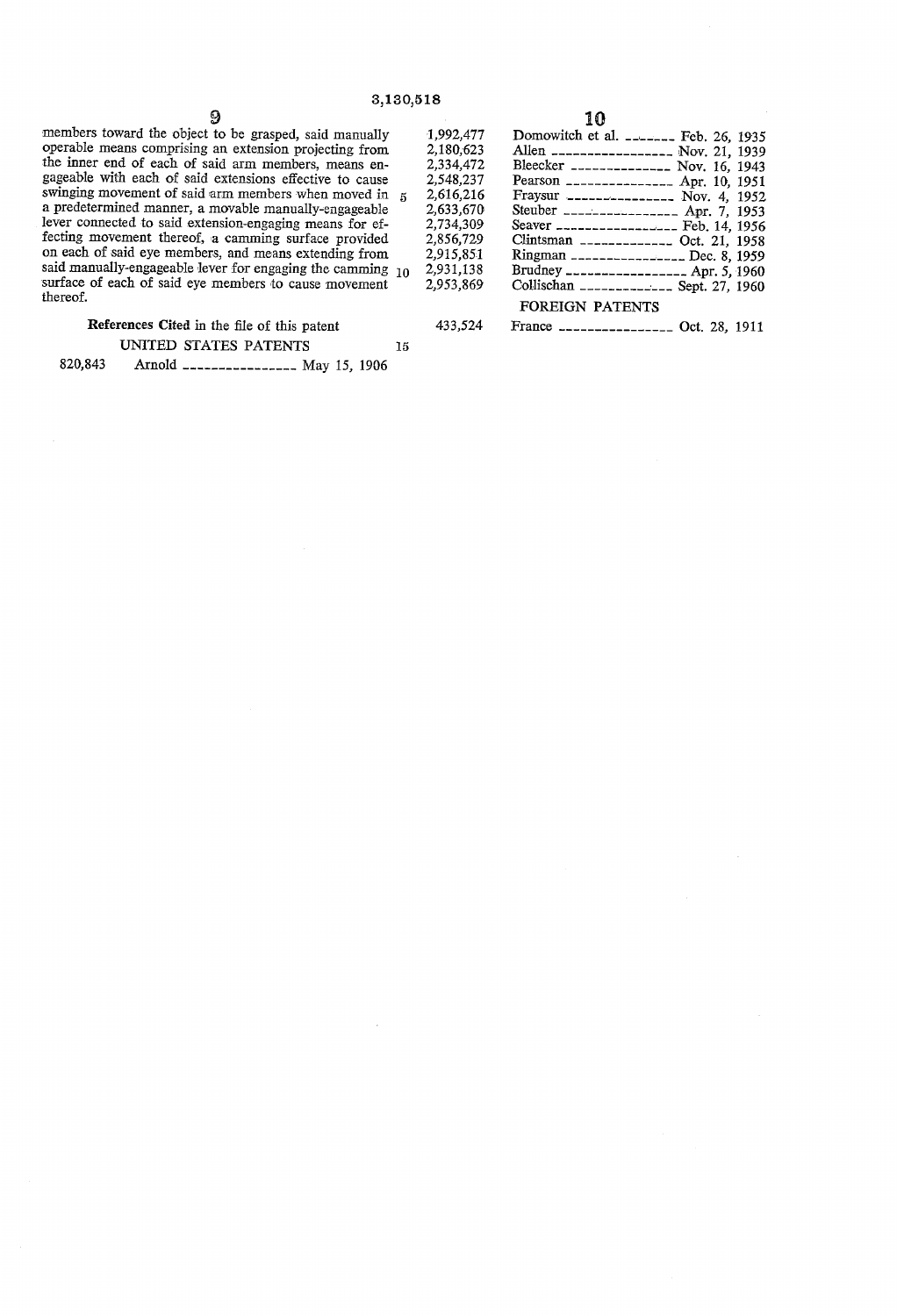members toward the object to be grasped, said manually operable means comprising an extension projecting from the inner end of each of said arm members, means engageable with each of said extensions effective to cause swinging movement of said arm members when moved in a predetermined manner, a movable manually-engageable lever connected to said extension-engaging means for effecting movement thereof, a camming surface provided on each of said eye members, and means extending from said manually-engageable lever for engaging the camming surface of each of said eye members to cause movement thereof.

**References Cited** in the file of this patent

UNITED STATES PATENTS

| | | |
|---|---|---|
| 820,843 | Arnold | May 15, 1906 |
| 1,992,477 | Domowitch et al. | Feb. 26, 1935 |
| 2,180,623 | Allen | Nov. 21, 1939 |
| 2,334,472 | Bleecker | Nov. 16, 1943 |
| 2,548,237 | Pearson | Apr. 10, 1951 |
| 2,616,216 | Fraysur | Nov. 4, 1952 |
| 2,633,670 | Steuber | Apr. 7, 1953 |
| 2,734,309 | Seaver | Feb. 14, 1956 |
| 2,856,729 | Clintsman | Oct. 21, 1958 |
| 2,915,851 | Ringman | Dec. 8, 1959 |
| 2,931,138 | Brudney | Apr. 5, 1960 |
| 2,953,869 | Collischan | Sept. 27, 1960 |

FOREIGN PATENTS

| | | |
|---|---|---|
| 433,524 | France | Oct. 28, 1911 |